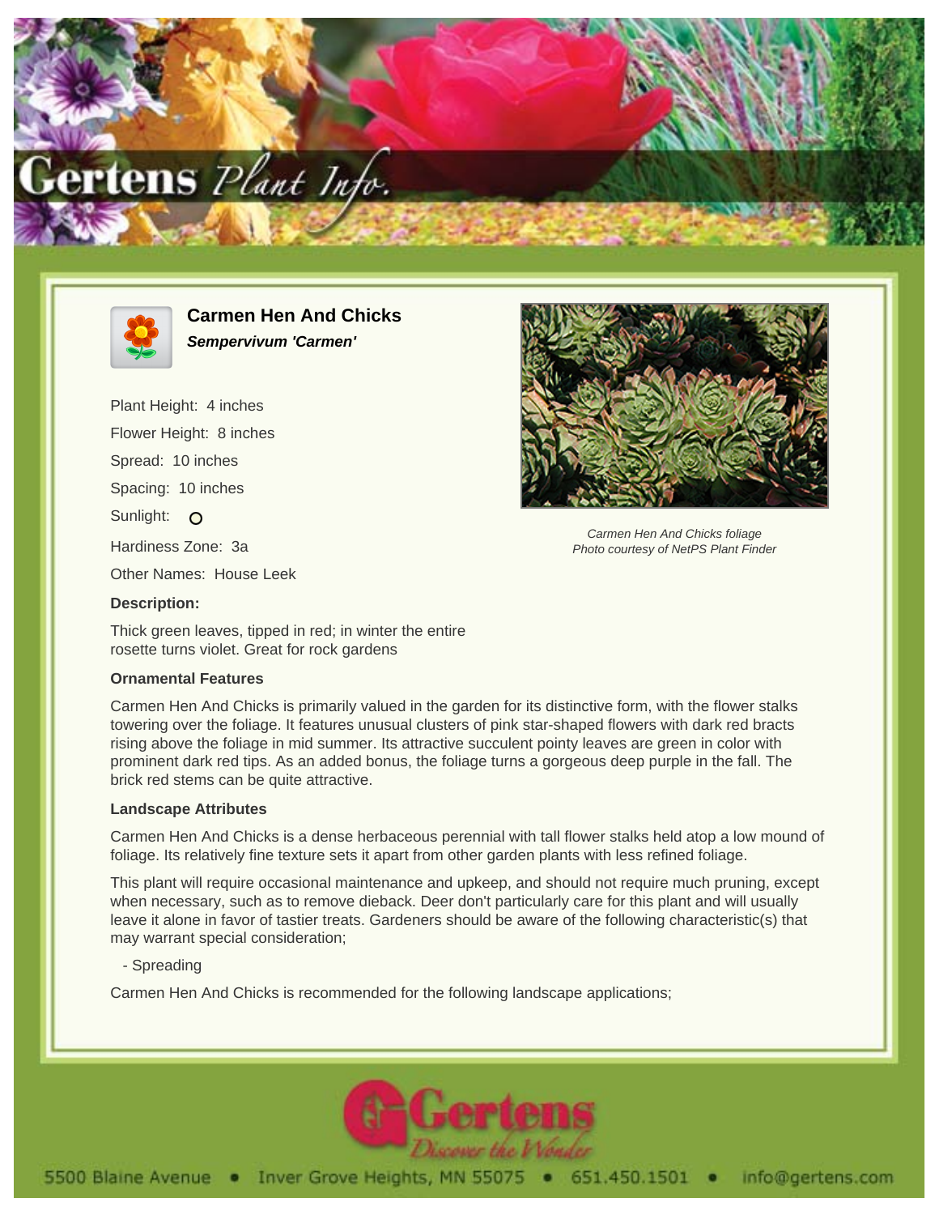# Carmen Hen And Chicks

***Sempervivum 'Carmen'***

Plant Height: 4 inches

Flower Height: 8 inches

Spread: 10 inches

Spacing: 10 inches

Sunlight: O

Hardiness Zone: 3a

Other Names: House Leek

*Carmen Hen And Chicks foliage*
*Photo courtesy of NetPS Plant Finder*

**Description:**

Thick green leaves, tipped in red; in winter the entire rosette turns violet. Great for rock gardens

### Ornamental Features

Carmen Hen And Chicks is primarily valued in the garden for its distinctive form, with the flower stalks towering over the foliage. It features unusual clusters of pink star-shaped flowers with dark red bracts rising above the foliage in mid summer. Its attractive succulent pointy leaves are green in color with prominent dark red tips. As an added bonus, the foliage turns a gorgeous deep purple in the fall. The brick red stems can be quite attractive.

### Landscape Attributes

Carmen Hen And Chicks is a dense herbaceous perennial with tall flower stalks held atop a low mound of foliage. Its relatively fine texture sets it apart from other garden plants with less refined foliage.

This plant will require occasional maintenance and upkeep, and should not require much pruning, except when necessary, such as to remove dieback. Deer don't particularly care for this plant and will usually leave it alone in favor of tastier treats. Gardeners should be aware of the following characteristic(s) that may warrant special consideration;

- Spreading

Carmen Hen And Chicks is recommended for the following landscape applications;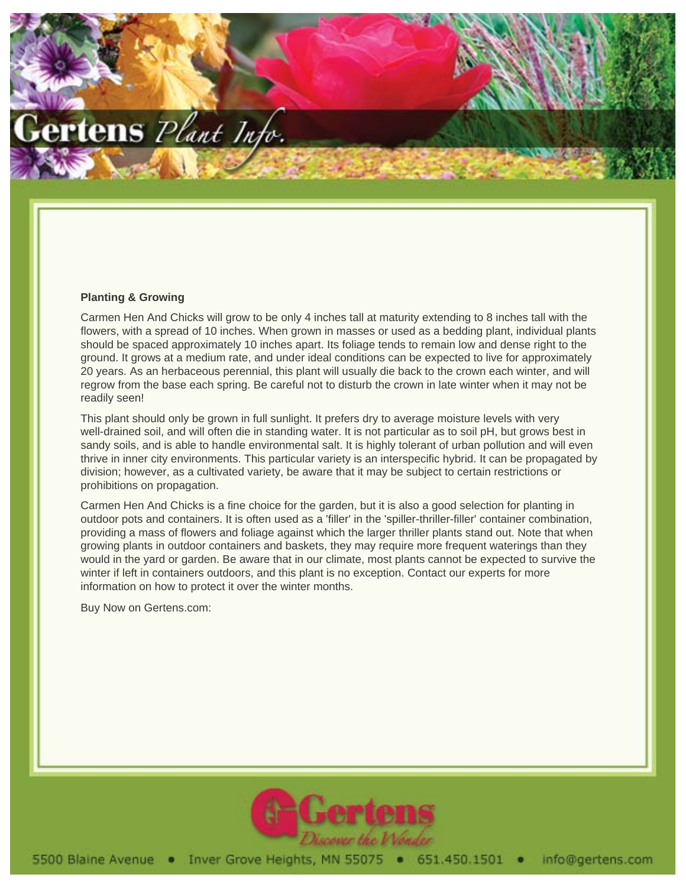### Planting & Growing

Carmen Hen And Chicks will grow to be only 4 inches tall at maturity extending to 8 inches tall with the flowers, with a spread of 10 inches. When grown in masses or used as a bedding plant, individual plants should be spaced approximately 10 inches apart. Its foliage tends to remain low and dense right to the ground. It grows at a medium rate, and under ideal conditions can be expected to live for approximately 20 years. As an herbaceous perennial, this plant will usually die back to the crown each winter, and will regrow from the base each spring. Be careful not to disturb the crown in late winter when it may not be readily seen!

This plant should only be grown in full sunlight. It prefers dry to average moisture levels with very well-drained soil, and will often die in standing water. It is not particular as to soil pH, but grows best in sandy soils, and is able to handle environmental salt. It is highly tolerant of urban pollution and will even thrive in inner city environments. This particular variety is an interspecific hybrid. It can be propagated by division; however, as a cultivated variety, be aware that it may be subject to certain restrictions or prohibitions on propagation.

Carmen Hen And Chicks is a fine choice for the garden, but it is also a good selection for planting in outdoor pots and containers. It is often used as a 'filler' in the 'spiller-thriller-filler' container combination, providing a mass of flowers and foliage against which the larger thriller plants stand out. Note that when growing plants in outdoor containers and baskets, they may require more frequent waterings than they would in the yard or garden. Be aware that in our climate, most plants cannot be expected to survive the winter if left in containers outdoors, and this plant is no exception. Contact our experts for more information on how to protect it over the winter months.

Buy Now on Gertens.com: